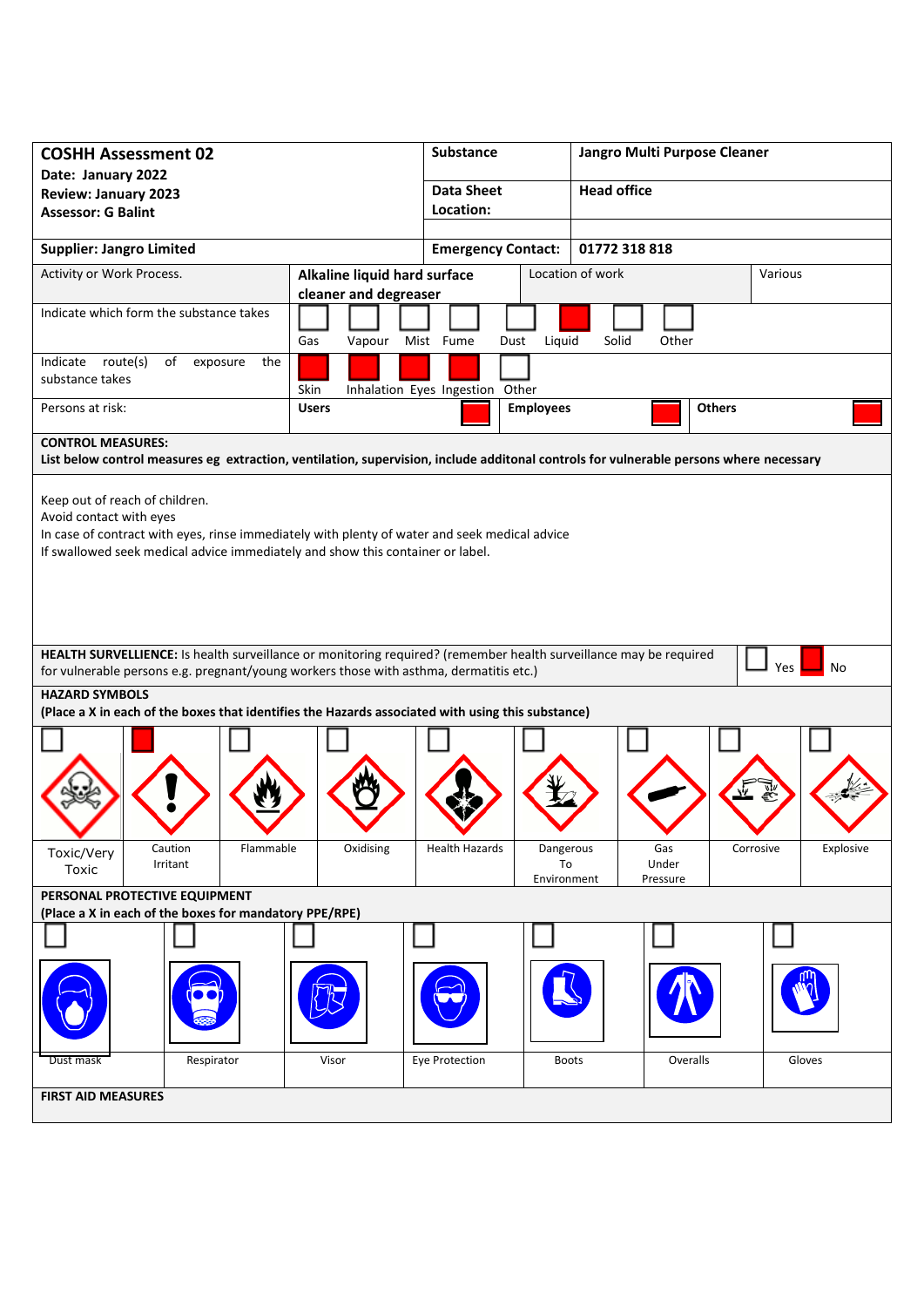| **COSHH Assessment 02**<br>**Date: January 2022**<br>**Review: January 2023**<br>**Assessor: G Balint** | **Substance** | **Jangro Multi Purpose Cleaner** |
|---|---|---|
| | **Data Sheet Location:** | **Head office** |
| **Supplier: Jangro Limited** | **Emergency Contact:** | **01772 318 818** |

| Activity or Work Process. | **Alkaline liquid hard surface cleaner and degreaser** | Location of work | Various |
|---|---|---|---|

**Indicate which form the substance takes**

| Gas | Vapour | Mist | Fume | Dust | Liquid | Solid | Other |
|---|---|---|---|---|---|---|---|
| | | | | | X | | |

**Indicate route(s) of exposure the substance takes**

| Skin | Inhalation | Eyes | Ingestion | Other |
|---|---|---|---|---|
| X | X | X | X | |

**Persons at risk:**

| Users | Employees | Others |
|---|---|---|
| X | X | X |

**CONTROL MEASURES:**
**List below control measures eg extraction, ventilation, supervision, include additonal controls for vulnerable persons where necessary**

Keep out of reach of children.
Avoid contact with eyes
In case of contract with eyes, rinse immediately with plenty of water and seek medical advice
If swallowed seek medical advice immediately and show this container or label.

**HEALTH SURVELLIENCE:** Is health surveillance or monitoring required? (remember health surveillance may be required for vulnerable persons e.g. pregnant/young workers those with asthma, dermatitis etc.)

| Yes | No |
|---|---|
| | X |

**HAZARD SYMBOLS**
**(Place a X in each of the boxes that identifies the Hazards associated with using this substance)**

| Toxic/Very Toxic | Caution Irritant | Flammable | Oxidising | Health Hazards | Dangerous To Environment | Gas Under Pressure | Corrosive | Explosive |
|---|---|---|---|---|---|---|---|---|
| | X | | | | | | | |

**PERSONAL PROTECTIVE EQUIPMENT**
**(Place a X in each of the boxes for mandatory PPE/RPE)**

| Dust mask | Respirator | Visor | Eye Protection | Boots | Overalls | Gloves |
|---|---|---|---|---|---|---|
| | | | | | | |

**FIRST AID MEASURES**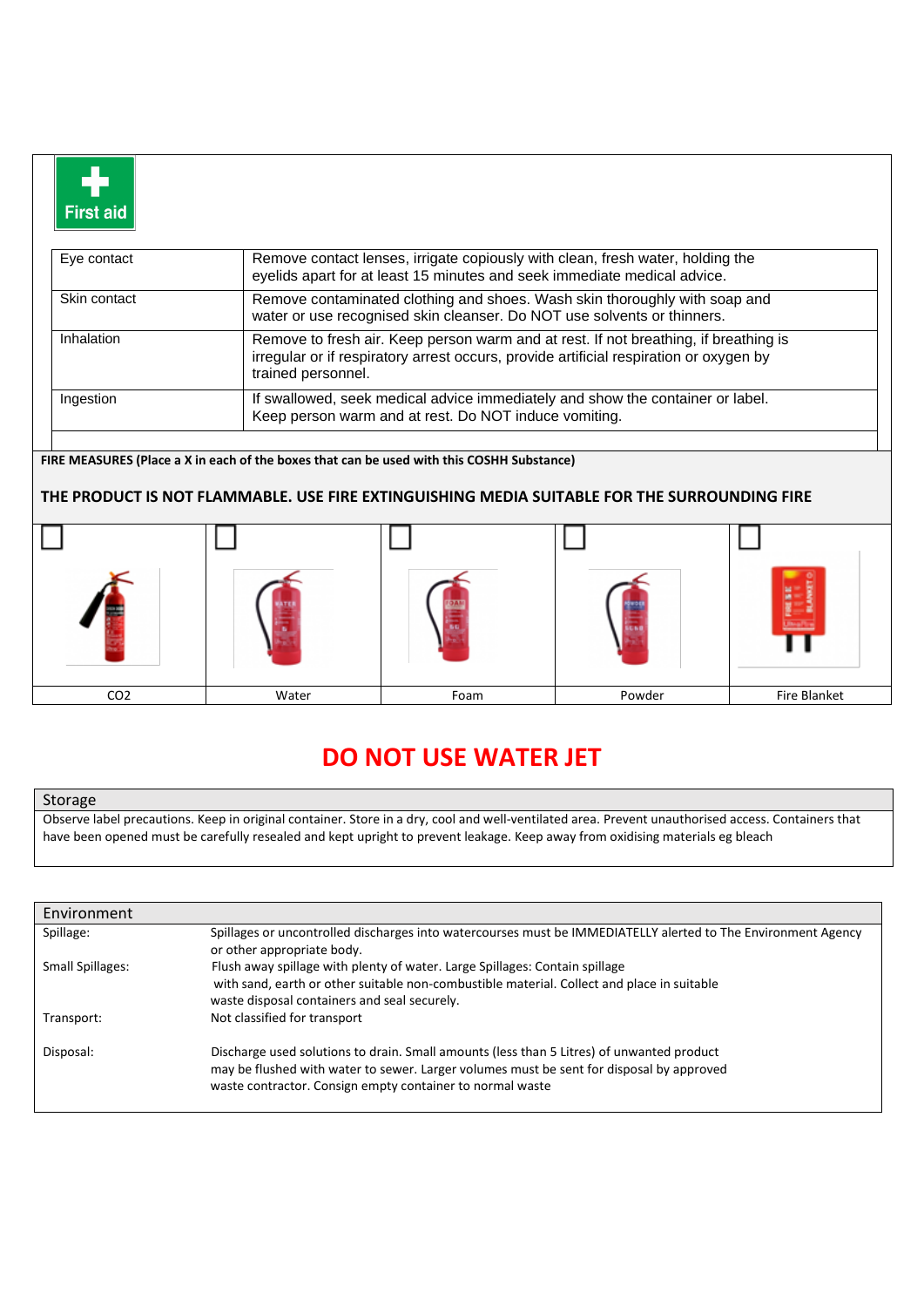First aid

| | |
|---|---|
| Eye contact | Remove contact lenses, irrigate copiously with clean, fresh water, holding the eyelids apart for at least 15 minutes and seek immediate medical advice. |
| Skin contact | Remove contaminated clothing and shoes. Wash skin thoroughly with soap and water or use recognised skin cleanser. Do NOT use solvents or thinners. |
| Inhalation | Remove to fresh air. Keep person warm and at rest. If not breathing, if breathing is irregular or if respiratory arrest occurs, provide artificial respiration or oxygen by trained personnel. |
| Ingestion | If swallowed, seek medical advice immediately and show the container or label. Keep person warm and at rest. Do NOT induce vomiting. |
| | |

**FIRE MEASURES (Place a X in each of the boxes that can be used with this COSHH Substance)**

**THE PRODUCT IS NOT FLAMMABLE. USE FIRE EXTINGUISHING MEDIA SUITABLE FOR THE SURROUNDING FIRE**

| | | | | |
|---|---|---|---|---|
| ☐ | ☐ | ☐ | ☐ | ☐ |
| $CO_2$ | Water | Foam | Powder | Fire Blanket |

## DO NOT USE WATER JET

| Storage |
|---|
| Observe label precautions. Keep in original container. Store in a dry, cool and well-ventilated area. Prevent unauthorised access. Containers that have been opened must be carefully resealed and kept upright to prevent leakage. Keep away from oxidising materials eg bleach |

| Environment | |
|---|---|
| Spillage: | Spillages or uncontrolled discharges into watercourses must be IMMEDIATELLY alerted to The Environment Agency or other appropriate body. |
| Small Spillages: | Flush away spillage with plenty of water. Large Spillages: Contain spillage with sand, earth or other suitable non-combustible material. Collect and place in suitable waste disposal containers and seal securely. |
| Transport: | Not classified for transport |
| Disposal: | Discharge used solutions to drain. Small amounts (less than 5 Litres) of unwanted product may be flushed with water to sewer. Larger volumes must be sent for disposal by approved waste contractor. Consign empty container to normal waste |